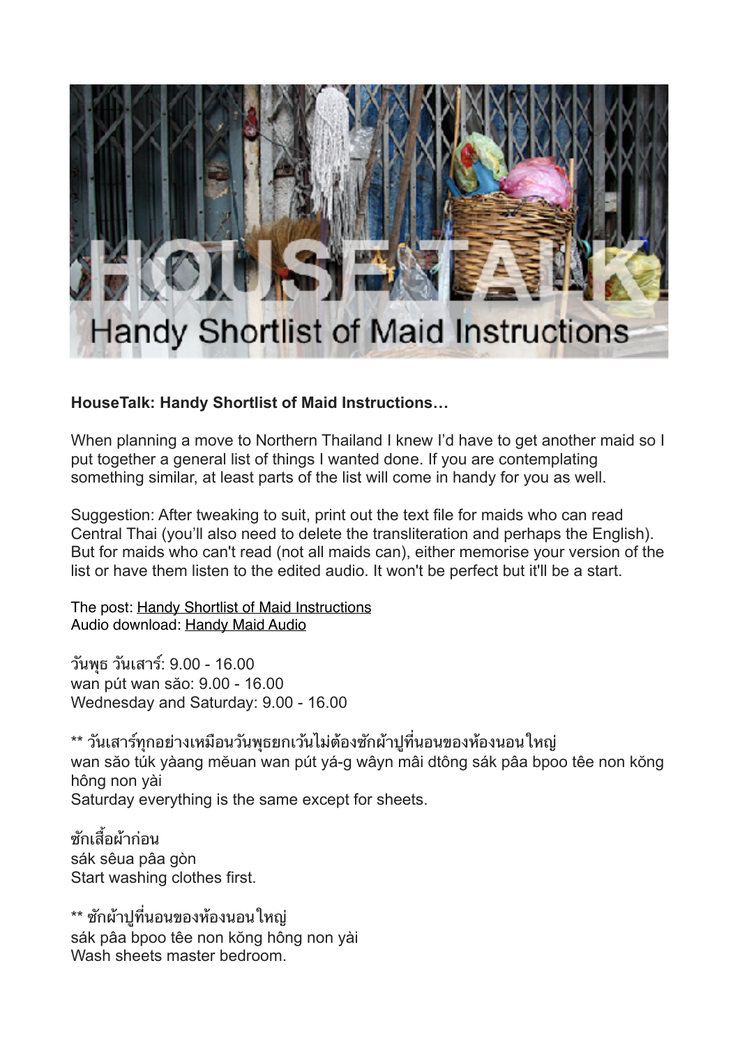**HouseTalk: Handy Shortlist of Maid Instructions…**

When planning a move to Northern Thailand I knew I'd have to get another maid so I put together a general list of things I wanted done. If you are contemplating something similar, at least parts of the list will come in handy for you as well.

Suggestion: After tweaking to suit, print out the text file for maids who can read Central Thai (you'll also need to delete the transliteration and perhaps the English). But for maids who can't read (not all maids can), either memorise your version of the list or have them listen to the edited audio. It won't be perfect but it'll be a start.

The post: Handy Shortlist of Maid Instructions
Audio download: Handy Maid Audio

วันพุธ วันเสาร์: 9.00 - 16.00
wan pút wan săo: 9.00 - 16.00
Wednesday and Saturday: 9.00 - 16.00

** วันเสาร์ทุกอย่างเหมือนวันพุธยกเว้นไม่ต้องซักผ้าปูที่นอนของห้องนอนใหญ่
wan săo túk yàang mĕuan wan pút yá-g wâyn mâi dtông sák pâa bpoo têe non kŏng hông non yài
Saturday everything is the same except for sheets.

ซักเสื้อผ้าก่อน
sák sêua pâa gòn
Start washing clothes first.

** ซักผ้าปูที่นอนของห้องนอนใหญ่
sák pâa bpoo têe non kŏng hông non yài
Wash sheets master bedroom.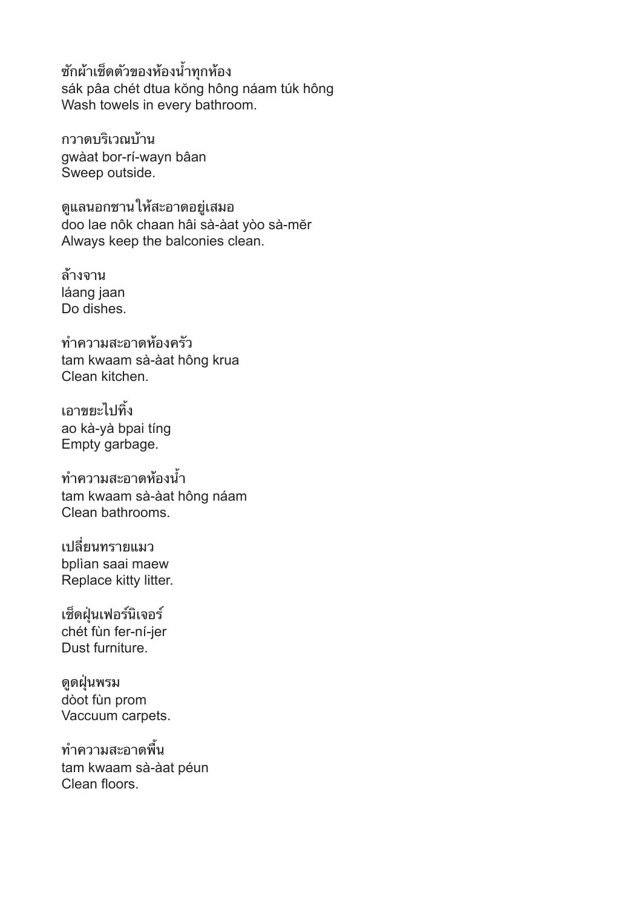ซักผ้าเช็ดตัวของห้องน้ำทุกห้อง
sák pâa chét dtua kŏng hông náam túk hông
Wash towels in every bathroom.

กวาดบริเวณบ้าน
gwàat bor-rí-wayn bâan
Sweep outside.

ดูแลนอกชานให้สะอาดอยู่เสมอ
doo lae nôk chaan hâi sà-àat yòo sà-mĕr
Always keep the balconies clean.

ล้างจาน
láang jaan
Do dishes.

ทำความสะอาดห้องครัว
tam kwaam sà-àat hông krua
Clean kitchen.

เอาขยะไปทิ้ง
ao kà-yà bpai tíng
Empty garbage.

ทำความสะอาดห้องน้ำ
tam kwaam sà-àat hông náam
Clean bathrooms.

เปลี่ยนทรายแมว
bplìan saai maew
Replace kitty litter.

เช็ดฝุ่นเฟอร์นิเจอร์
chét fùn fer-ní-jer
Dust furniture.

ดูดฝุ่นพรม
dòot fùn prom
Vaccuum carpets.

ทำความสะอาดพื้น
tam kwaam sà-àat péun
Clean floors.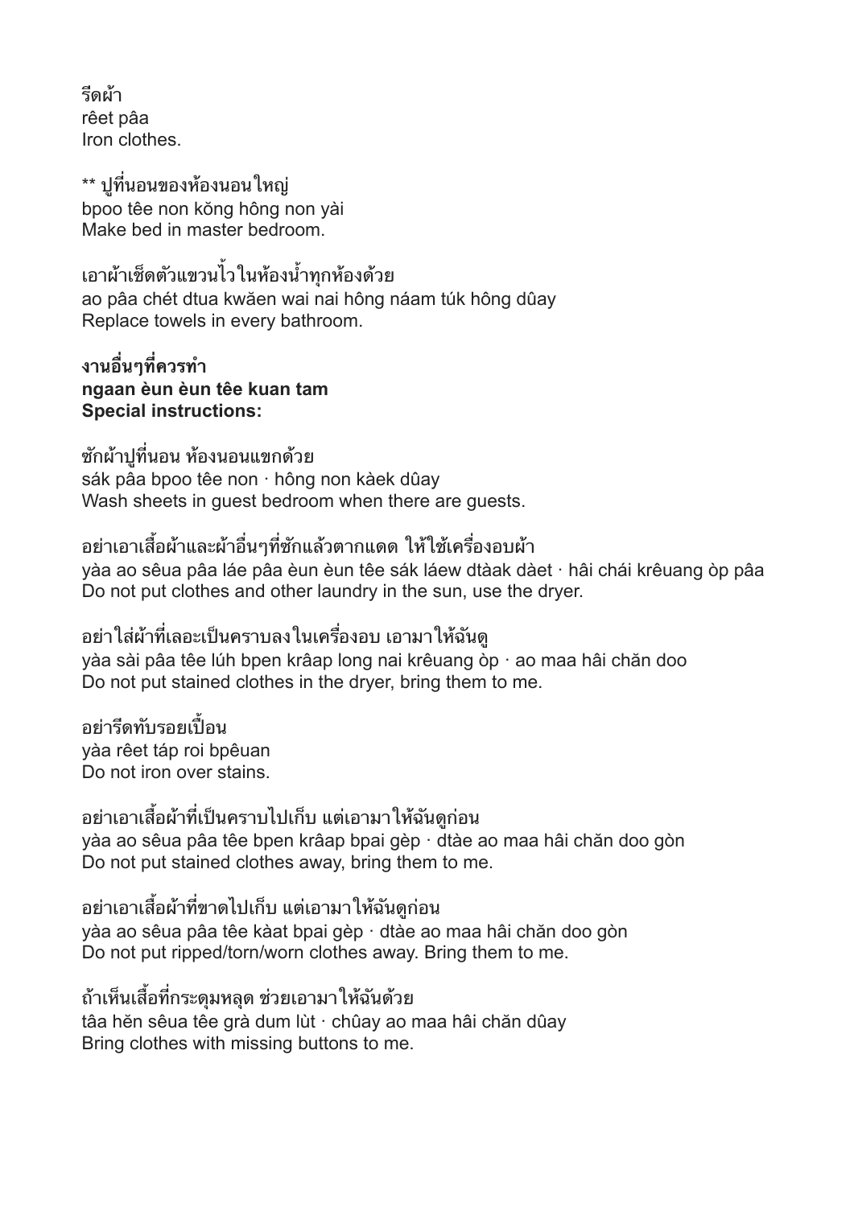รีดผ้า
rêet pâa
Iron clothes.

** ปูที่นอนของห้องนอนใหญ่
bpoo têe non kŏng hông non yài
Make bed in master bedroom.

เอาผ้าเช็ดตัวแขวนไว้ในห้องน้ำทุกห้องด้วย
ao pâa chét dtua kwăen wai nai hông náam túk hông dûay
Replace towels in every bathroom.

**งานอื่นๆที่ควรทำ**
**ngaan èun èun têe kuan tam**
**Special instructions:**

ซักผ้าปูที่นอน ห้องนอนแขกด้วย
sák pâa bpoo têe non · hông non kàek dûay
Wash sheets in guest bedroom when there are guests.

อย่าเอาเสื้อผ้าและผ้าอื่นๆที่ซักแล้วตากแดด ให้ใช้เครื่องอบผ้า
yàa ao sêua pâa láe pâa èun èun têe sák láew dtàak dàet · hâi chái krêuang òp pâa
Do not put clothes and other laundry in the sun, use the dryer.

อย่าใส่ผ้าที่เลอะเป็นคราบลงในเครื่องอบ เอามาให้ฉันดู
yàa sài pâa têe lúh bpen krâap long nai krêuang òp · ao maa hâi chăn doo
Do not put stained clothes in the dryer, bring them to me.

อย่ารีดทับรอยเปื้อน
yàa rêet táp roi bpêuan
Do not iron over stains.

อย่าเอาเสื้อผ้าที่เป็นคราบไปเก็บ แต่เอามาให้ฉันดูก่อน
yàa ao sêua pâa têe bpen krâap bpai gèp · dtàe ao maa hâi chăn doo gòn
Do not put stained clothes away, bring them to me.

อย่าเอาเสื้อผ้าที่ขาดไปเก็บ แต่เอามาให้ฉันดูก่อน
yàa ao sêua pâa têe kàat bpai gèp · dtàe ao maa hâi chăn doo gòn
Do not put ripped/torn/worn clothes away. Bring them to me.

ถ้าเห็นเสื้อที่กระดุมหลุด ช่วยเอามาให้ฉันด้วย
tâa hĕn sêua têe grà dum lùt · chûay ao maa hâi chăn dûay
Bring clothes with missing buttons to me.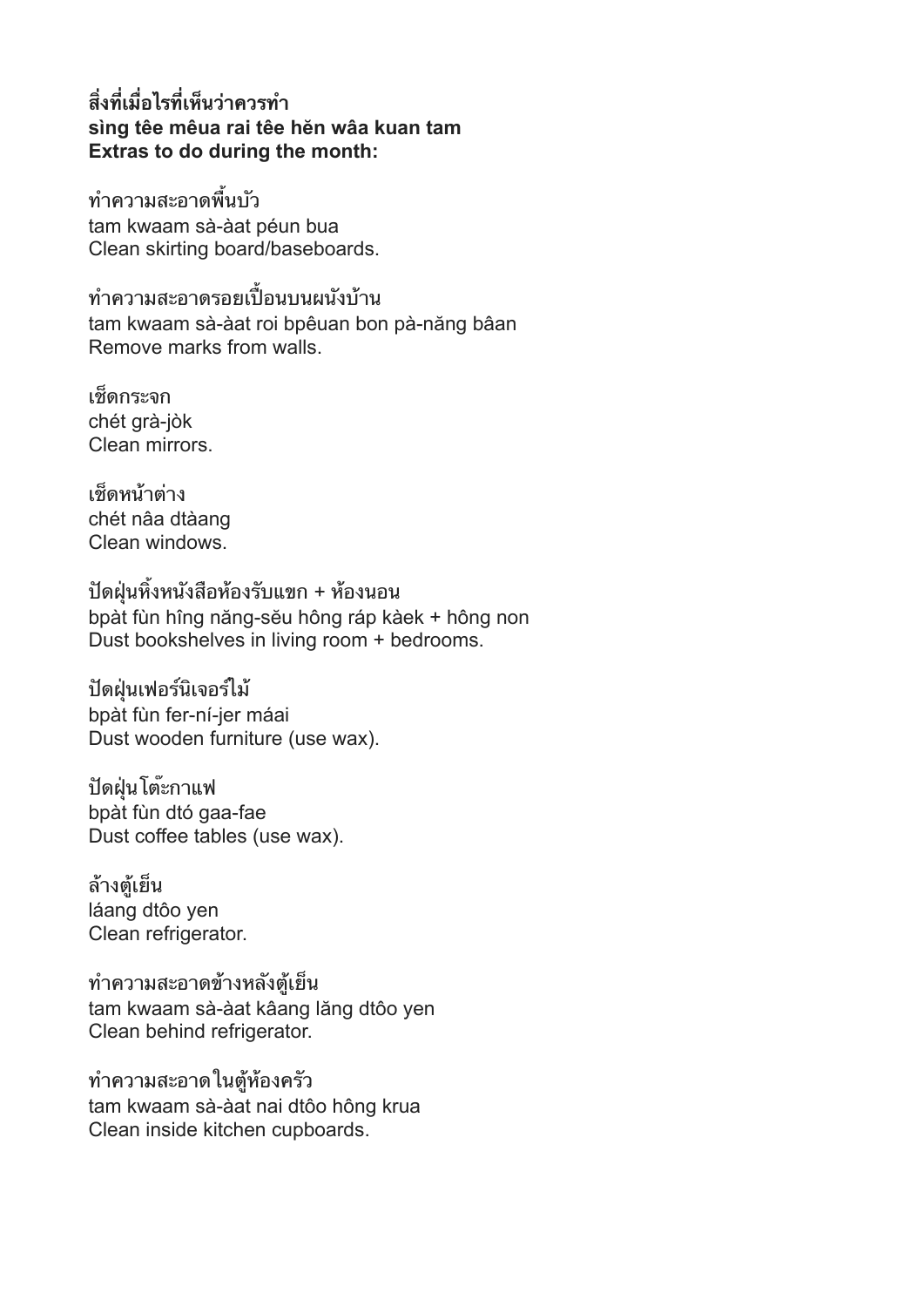**สิ่งที่เมื่อไรที่เห็นว่าควรทำ**
**sìng têe mêua rai têe hĕn wâa kuan tam**
**Extras to do during the month:**

ทำความสะอาดพื้นบัว
tam kwaam sà-àat péun bua
Clean skirting board/baseboards.

ทำความสะอาดรอยเปื้อนบนผนังบ้าน
tam kwaam sà-àat roi bpêuan bon pà-năng bâan
Remove marks from walls.

เช็ดกระจก
chét grà-jòk
Clean mirrors.

เช็ดหน้าต่าง
chét nâa dtàang
Clean windows.

ปัดฝุ่นหิ้งหนังสือห้องรับแขก + ห้องนอน
bpàt fùn hîng năng-sĕu hông ráp kàek + hông non
Dust bookshelves in living room + bedrooms.

ปัดฝุ่นเฟอร์นิเจอร์ไม้
bpàt fùn fer-ní-jer máai
Dust wooden furniture (use wax).

ปัดฝุ่นโต๊ะกาแฟ
bpàt fùn dtó gaa-fae
Dust coffee tables (use wax).

ล้างตู้เย็น
láang dtôo yen
Clean refrigerator.

ทำความสะอาดข้างหลังตู้เย็น
tam kwaam sà-àat kâang lăng dtôo yen
Clean behind refrigerator.

ทำความสะอาดในตู้ห้องครัว
tam kwaam sà-àat nai dtôo hông krua
Clean inside kitchen cupboards.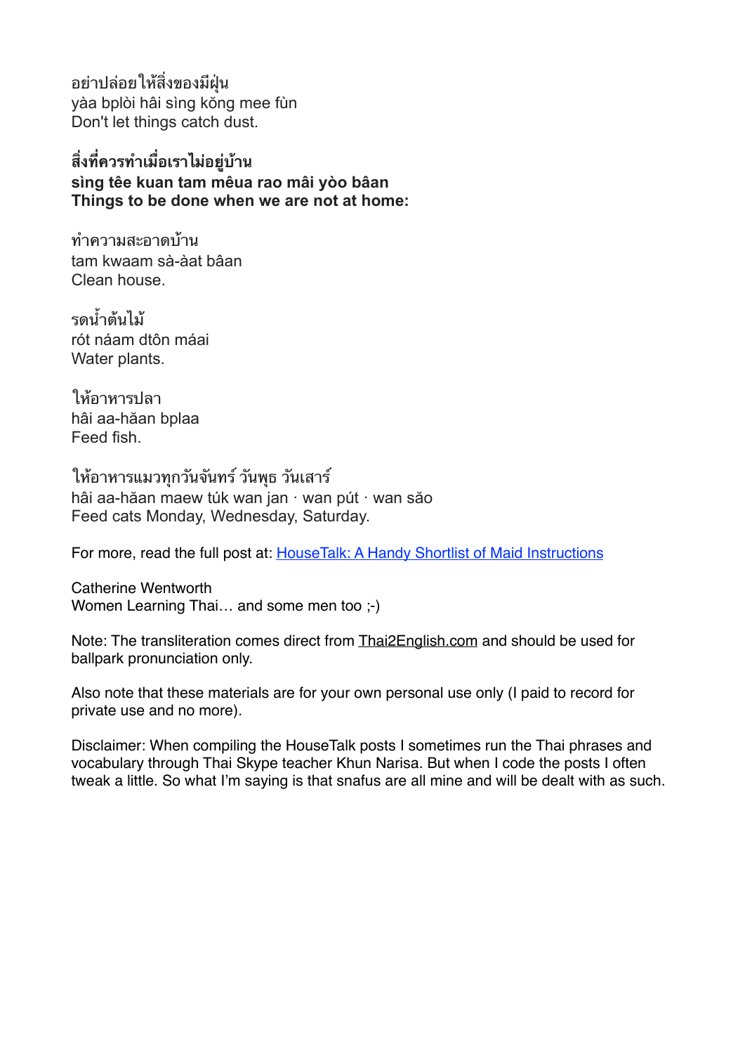อย่าปล่อยให้สิ่งของมีฝุ่น
yàa bplòi hâi sìng kŏng mee fùn
Don't let things catch dust.

**สิ่งที่ควรทำเมื่อเราไม่อยู่บ้าน**
**sìng têe kuan tam mêua rao mâi yòo bâan**
**Things to be done when we are not at home:**

ทำความสะอาดบ้าน
tam kwaam sà-àat bâan
Clean house.

รดน้ำต้นไม้
rót náam dtôn máai
Water plants.

ให้อาหารปลา
hâi aa-hăan bplaa
Feed fish.

ให้อาหารแมวทุกวันจันทร์ วันพุธ วันเสาร์
hâi aa-hăan maew túk wan jan · wan pút · wan săo
Feed cats Monday, Wednesday, Saturday.

For more, read the full post at: [HouseTalk: A Handy Shortlist of Maid Instructions]()

Catherine Wentworth
Women Learning Thai… and some men too ;-)

Note: The transliteration comes direct from [Thai2English.com]() and should be used for ballpark pronunciation only.

Also note that these materials are for your own personal use only (I paid to record for private use and no more).

Disclaimer: When compiling the HouseTalk posts I sometimes run the Thai phrases and vocabulary through Thai Skype teacher Khun Narisa. But when I code the posts I often tweak a little. So what I'm saying is that snafus are all mine and will be dealt with as such.